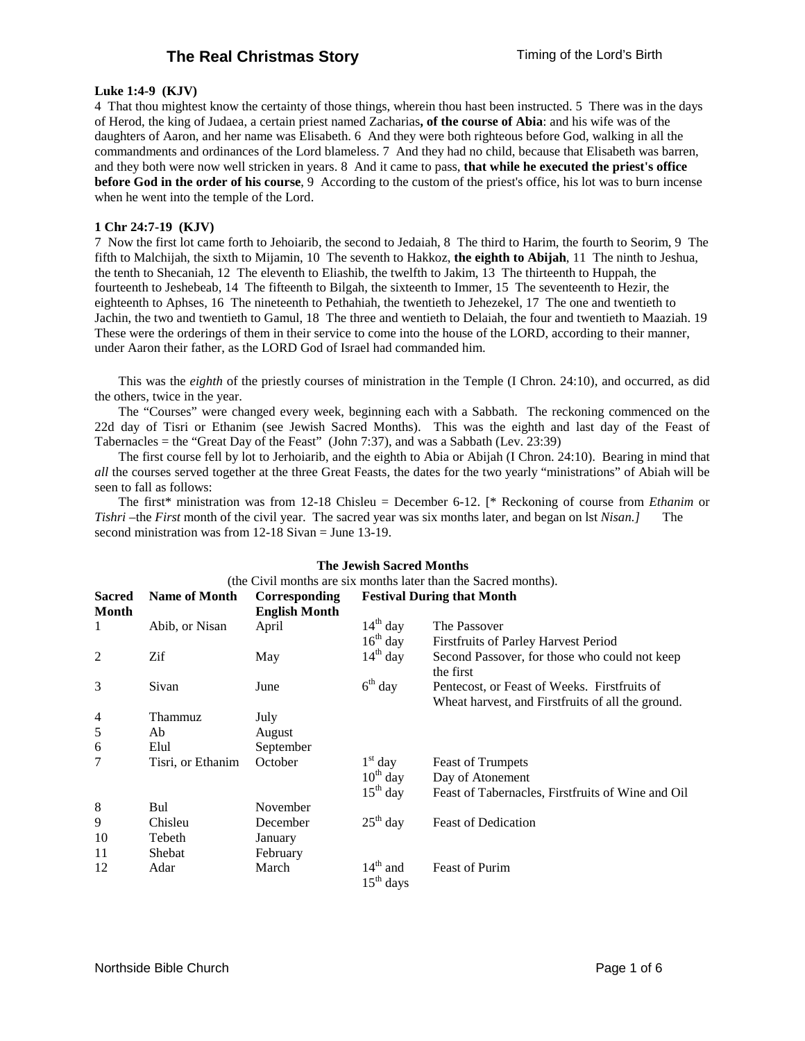# The Real Christmas Story

Timing of the Lord's Birth

**Luke 1:4-9 (KJV)**

4 That thou mightest know the certainty of those things, wherein thou hast been instructed. 5 There was in the days of Herod, the king of Judaea, a certain priest named Zacharias**, of the course of Abia**: and his wife was of the daughters of Aaron, and her name was Elisabeth. 6 And they were both righteous before God, walking in all the commandments and ordinances of the Lord blameless. 7 And they had no child, because that Elisabeth was barren, and they both were now well stricken in years. 8 And it came to pass, **that while he executed the priest's office before God in the order of his course**, 9 According to the custom of the priest's office, his lot was to burn incense when he went into the temple of the Lord.

**1 Chr 24:7-19 (KJV)**

7 Now the first lot came forth to Jehoiarib, the second to Jedaiah, 8 The third to Harim, the fourth to Seorim, 9 The fifth to Malchijah, the sixth to Mijamin, 10 The seventh to Hakkoz, **the eighth to Abijah**, 11 The ninth to Jeshua, the tenth to Shecaniah, 12 The eleventh to Eliashib, the twelfth to Jakim, 13 The thirteenth to Huppah, the fourteenth to Jeshebeab, 14 The fifteenth to Bilgah, the sixteenth to Immer, 15 The seventeenth to Hezir, the eighteenth to Aphses, 16 The nineteenth to Pethahiah, the twentieth to Jehezekel, 17 The one and twentieth to Jachin, the two and twentieth to Gamul, 18 The three and wentieth to Delaiah, the four and twentieth to Maaziah. 19 These were the orderings of them in their service to come into the house of the LORD, according to their manner, under Aaron their father, as the LORD God of Israel had commanded him.

This was the *eighth* of the priestly courses of ministration in the Temple (I Chron. 24:10), and occurred, as did the others, twice in the year.

The "Courses" were changed every week, beginning each with a Sabbath. The reckoning commenced on the 22d day of Tisri or Ethanim (see Jewish Sacred Months). This was the eighth and last day of the Feast of Tabernacles = the "Great Day of the Feast" (John 7:37), and was a Sabbath (Lev. 23:39)

The first course fell by lot to Jerhoiarib, and the eighth to Abia or Abijah (I Chron. 24:10). Bearing in mind that *all* the courses served together at the three Great Feasts, the dates for the two yearly "ministrations" of Abiah will be seen to fall as follows:

The first* ministration was from 12-18 Chisleu = December 6-12. [* Reckoning of course from *Ethanim* or *Tishri* –the *First* month of the civil year. The sacred year was six months later, and began on lst *Nisan.]* The second ministration was from 12-18 Sivan = June 13-19.

**The Jewish Sacred Months**

(the Civil months are six months later than the Sacred months).

| Sacred Month | Name of Month | Corresponding English Month | Festival During that Month | |
|---|---|---|---|---|
| 1 | Abib, or Nisan | April | 14th day | The Passover |
| | | | 16th day | Firstfruits of Parley Harvest Period |
| 2 | Zif | May | 14th day | Second Passover, for those who could not keep the first |
| 3 | Sivan | June | 6th day | Pentecost, or Feast of Weeks. Firstfruits of Wheat harvest, and Firstfruits of all the ground. |
| 4 | Thammuz | July | | |
| 5 | Ab | August | | |
| 6 | Elul | September | | |
| 7 | Tisri, or Ethanim | October | 1st day | Feast of Trumpets |
| | | | 10th day | Day of Atonement |
| | | | 15th day | Feast of Tabernacles, Firstfruits of Wine and Oil |
| 8 | Bul | November | | |
| 9 | Chisleu | December | 25th day | Feast of Dedication |
| 10 | Tebeth | January | | |
| 11 | Shebat | February | | |
| 12 | Adar | March | 14th and 15th days | Feast of Purim |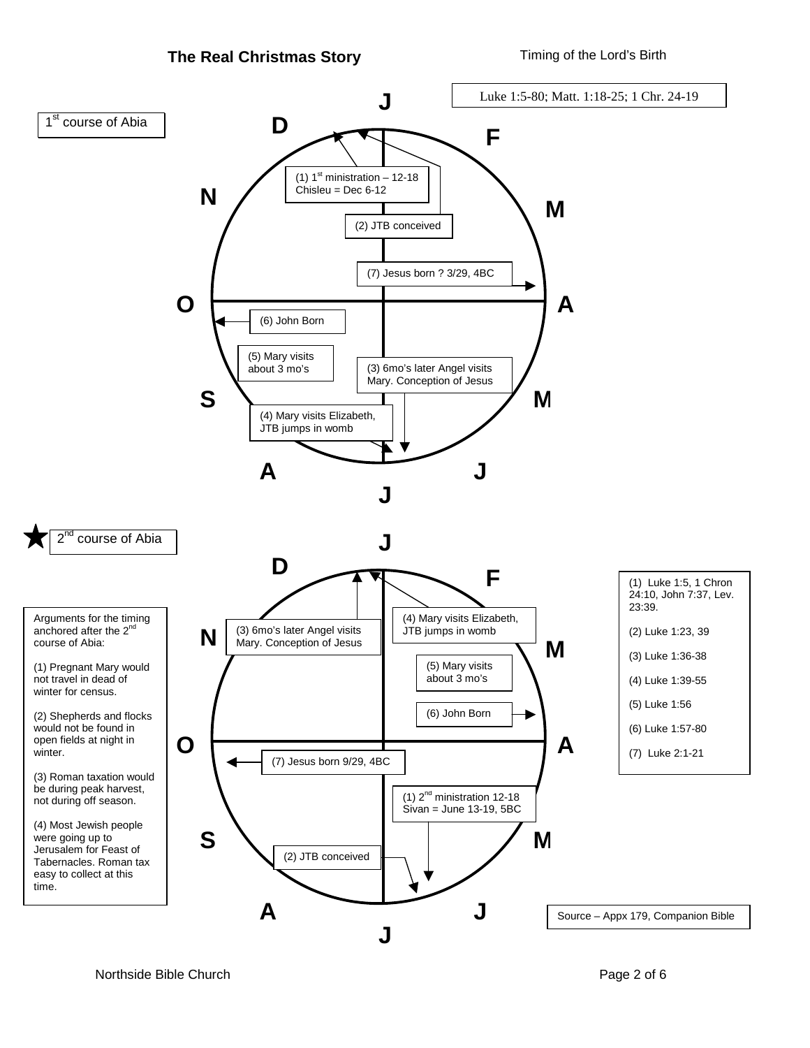# The Real Christmas Story

Timing of the Lord's Birth

Luke 1:5-80; Matt. 1:18-25; 1 Chr. 24-19

## 1[st] course of Abia

J D F N M O A S M A J J

(1) 1[st] ministration – 12-18 Chisleu = Dec 6-12

(2) JTB conceived

(7) Jesus born ? 3/29, 4BC

(6) John Born

(5) Mary visits about 3 mo's

(3) 6mo's later Angel visits Mary. Conception of Jesus

(4) Mary visits Elizabeth, JTB jumps in womb

## ★ 2[nd] course of Abia

J D F N M O A S M A J J

(3) 6mo's later Angel visits Mary. Conception of Jesus

(4) Mary visits Elizabeth, JTB jumps in womb

(5) Mary visits about 3 mo's

(6) John Born

(7) Jesus born 9/29, 4BC

(1) 2[nd] ministration 12-18 Sivan = June 13-19, 5BC

(2) JTB conceived

Arguments for the timing anchored after the 2[nd] course of Abia:

(1) Pregnant Mary would not travel in dead of winter for census.

(2) Shepherds and flocks would not be found in open fields at night in winter.

(3) Roman taxation would be during peak harvest, not during off season.

(4) Most Jewish people were going up to Jerusalem for Feast of Tabernacles. Roman tax easy to collect at this time.

(1) Luke 1:5, 1 Chron 24:10, John 7:37, Lev. 23:39.

(2) Luke 1:23, 39

(3) Luke 1:36-38

(4) Luke 1:39-55

(5) Luke 1:56

(6) Luke 1:57-80

(7) Luke 2:1-21

Source – Appx 179, Companion Bible

Northside Bible Church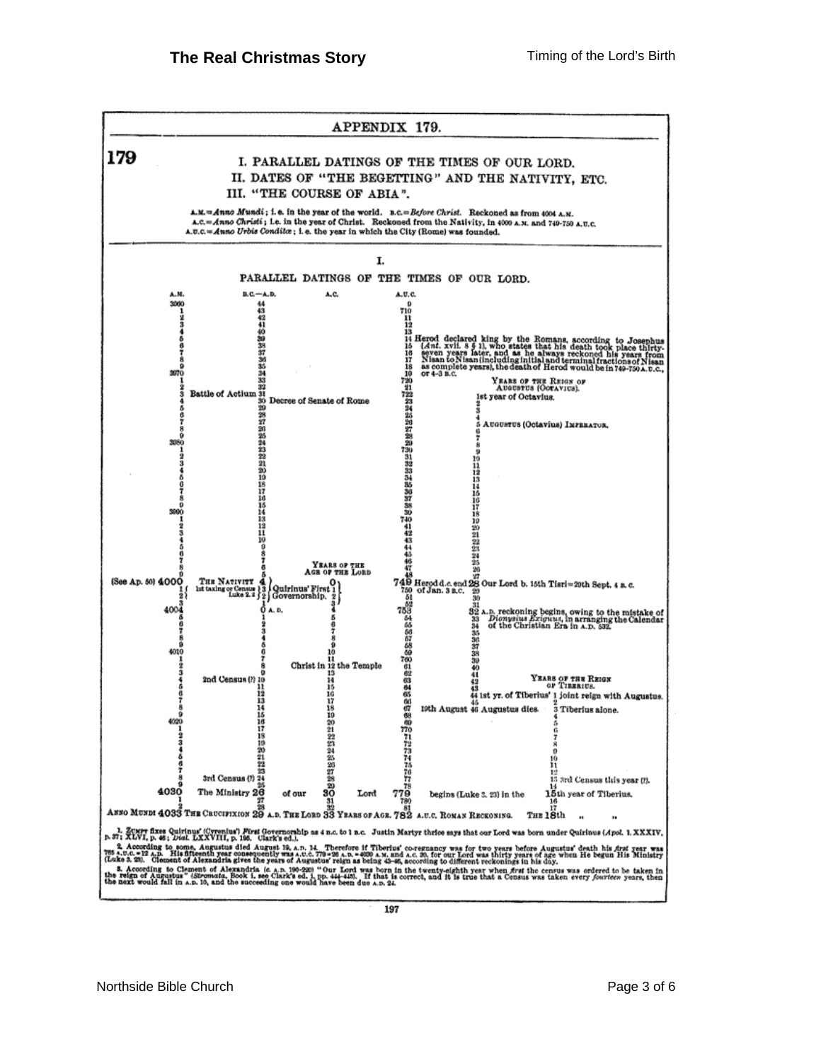# APPENDIX 179.

## 179

**I. PARALLEL DATINGS OF THE TIMES OF OUR LORD.**
**II. DATES OF "THE BEGETTING" AND THE NATIVITY, ETC.**
**III. "THE COURSE OF ABIA".**

A.M. = *Anno Mundi*; i. e. in the year of the world. B.C. = *Before Christ*. Reckoned as from 4004 A.M.
A.C. = *Anno Christi*; i.e. in the year of Christ. Reckoned from the Nativity, in 4000 A.M. and 749-750 A.U.C.
A.U.C. = *Anno Urbis Conditæ*; i. e. the year in which the City (Rome) was founded.

## I.

### PARALLEL DATINGS OF THE TIMES OF OUR LORD.

| A.M. | | B.C.—A.D. | | A.C. | A.U.C. | Reign | Notes |
|---|---|---|---|---|---|---|---|
| 3960 | | 44 | | | 709 | | |
| 1 | | 43 | | | 710 | | |
| 2 | | 42 | | | 11 | | |
| 3 | | 41 | | | 12 | | |
| 4 | | 40 | | | 13 | | |
| 5 | | 39 | | | 14 | | Herod declared king by the Romans, according to Josephus (*Ant.* xvii. 8 § 1), who states that his death took place thirty-seven years later, and as he always reckoned his years from Nisan to Nisan (including initial and terminal fractions of Nisan as complete years), the death of Herod would be in 749-750 A.U.C., or 4-3 B.C. |
| 6 | | 38 | | | 15 | | |
| 7 | | 37 | | | 16 | | |
| 8 | | 36 | | | 17 | | |
| 9 | | 35 | | | 18 | | |
| 3970 | | 34 | | | 19 | | |
| 1 | | 33 | | | 720 | | YEARS OF THE REIGN OF AUGUSTUS (OCTAVIUS). |
| 2 | | 32 | | | 21 | | |
| 3 | Battle of Actium | 31 | | | 722 | 1st year of Octavius. | |
| 4 | | 30 | Decree of Senate of Rome | | 23 | 2 | |
| 5 | | 29 | | | 24 | 3 | |
| 6 | | 28 | | | 25 | 4 | |
| 7 | | 27 | | | 26 | 5 | AUGUSTUS (OCTAVIUS) IMPERATOR. |
| 8 | | 26 | | | 27 | 6 | |
| 9 | | 25 | | | 28 | 7 | |
| 3980 | | 24 | | | 29 | 8 | |
| 1 | | 23 | | | 730 | 9 | |
| 2 | | 22 | | | 31 | 10 | |
| 3 | | 21 | | | 32 | 11 | |
| 4 | | 20 | | | 33 | 12 | |
| 5 | | 19 | | | 34 | 13 | |
| 6 | | 18 | | | 35 | 14 | |
| 7 | | 17 | | | 36 | 15 | |
| 8 | | 16 | | | 37 | 16 | |
| 9 | | 15 | | | 38 | 17 | |
| 3990 | | 14 | | | 39 | 18 | |
| 1 | | 13 | | | 740 | 19 | |
| 2 | | 12 | | | 41 | 20 | |
| 3 | | 11 | | | 42 | 21 | |
| 4 | | 10 | | | 43 | 22 | |
| 5 | | 9 | | | 44 | 23 | |
| 6 | | 8 | | | 45 | 24 | |
| 7 | | 7 | | YEARS OF THE AGE OF THE LORD | 46 | 25 | |
| 8 | | 6 | | | 47 | 26 | |
| 9 | | 5 | | | 48 | 27 | |
| (See Ap. 50) 4000 | THE NATIVITY | 4 | | 0 | 749 | 28 | Herod d.c. end of Jan. 3 B.C. Our Lord b. 15th Tisri = 29th Sept. 4 B.C. |
| 1 | 1st taxing or Census Luke 2.2 [1] | 3 | Quirinus' First Governorship. | 1 | 750 | 29 | |
| 2 | | 2 | | 2 | 51 | 30 | |
| 3 | | 1 | | 3 | 52 | 31 | |
| 4004 | | 0 A.D. | | 4 | 753 | 32 | A.D. reckoning begins, owing to the mistake of *Dionysius Exiguus*, in arranging the Calendar of the Christian Era in A.D. 532. |
| 5 | | 1 | | 5 | 54 | 33 | |
| 6 | | 2 | | 6 | 55 | 34 | |
| 7 | | 3 | | 7 | 56 | 35 | |
| 8 | | 4 | | 8 | 57 | 36 | |
| 9 | | 5 | | 9 | 58 | 37 | |
| 4010 | | 6 | | 10 | 59 | 38 | |
| 1 | | 7 | | 11 | 760 | 39 | |
| 2 | | 8 | Christ in the Temple | 12 | 61 | 40 | |
| 3 | | 9 | | 13 | 62 | 41 | YEARS OF THE REIGN OF TIBERIUS. |
| 4 | 2nd Census (?) | 10 | | 14 | 63 | 42 | |
| 5 | | 11 | | 15 | 64 | 43 | |
| 6 | | 12 | | 16 | 65 | 44 | 1st yr. of Tiberius' 1 joint reign with Augustus. |
| 7 | | 13 | | 17 | 66 | 45 | 2 |
| 8 | | 14 | | 18 | 67 | 19th August 46 Augustus dies. | 3 Tiberius alone. |
| 9 | | 15 | | 19 | 68 | | 4 |
| 4020 | | 16 | | 20 | 69 | | 5 |
| 1 | | 17 | | 21 | 770 | | 6 |
| 2 | | 18 | | 22 | 71 | | 7 |
| 3 | | 19 | | 23 | 72 | | 8 |
| 4 | | 20 | | 24 | 73 | | 9 |
| 5 | | 21 | | 25 | 74 | | 10 |
| 6 | | 22 | | 26 | 75 | | 11 |
| 7 | | 23 | | 27 | 76 | | 12 |
| 8 | 3rd Census (?) | 24 | | 28 | 77 | | 13 3rd Census this year (?). |
| 9 | | 25 | | 29 | 78 | | 14 |
| 4030 | The Ministry | 26 | of our Lord | 30 | 779 | begins (Luke 3. 23) in the | 15th year of Tiberius. |
| 1 | | 27 | | 31 | 780 | | 16 |
| 2 | | 28 | | 32 | 81 | | 17 |
| ANNO MUNDI 4033 | THE CRUCIFIXION | 29 A.D. | THE LORD | 33 YEARS OF AGE. | 782 A.U.C. ROMAN RECKONING. | | THE 18th " " |

1. Zumpt fixes Quirinus' (Cyrenius') *First* Governorship as 4 B.C. to 1 B.C. Justin Martyr thrice says that our Lord was born under Quirinus (*Apol.* 1. XXXIV, p. 37; XLVI, p. 46; *Dial.* LXXVIII, p. 195. Clark's ed.).

2. According to some, Augustus died August 19, A.D. 14. Therefore if Tiberius' co-regnancy was for two years before Augustus' death his *first* year was 765 A.U.C. = 12 A.D. His fifteenth year consequently was A.U.C. 779 = 26 A.D. = 4030 A.M. and A.C. 30, for our Lord was thirty years of age when He begun His Ministry (Luke 3. 23). Clement of Alexandria gives the years of Augustus' reign as being 43-46, according to different reckonings in his day.

3. According to Clement of Alexandria (c. A.D. 190-220) "Our Lord was born in the twenty-eighth year when *first* the census was ordered to be taken in the reign of Augustus" (*Stromata*, Book 1, see Clark's ed. i, pp. 444-445). If that is correct, and it is true that a Census was taken every *fourteen* years, then the next would fall in A.D. 10, and the succeeding one would have been due A.D. 24.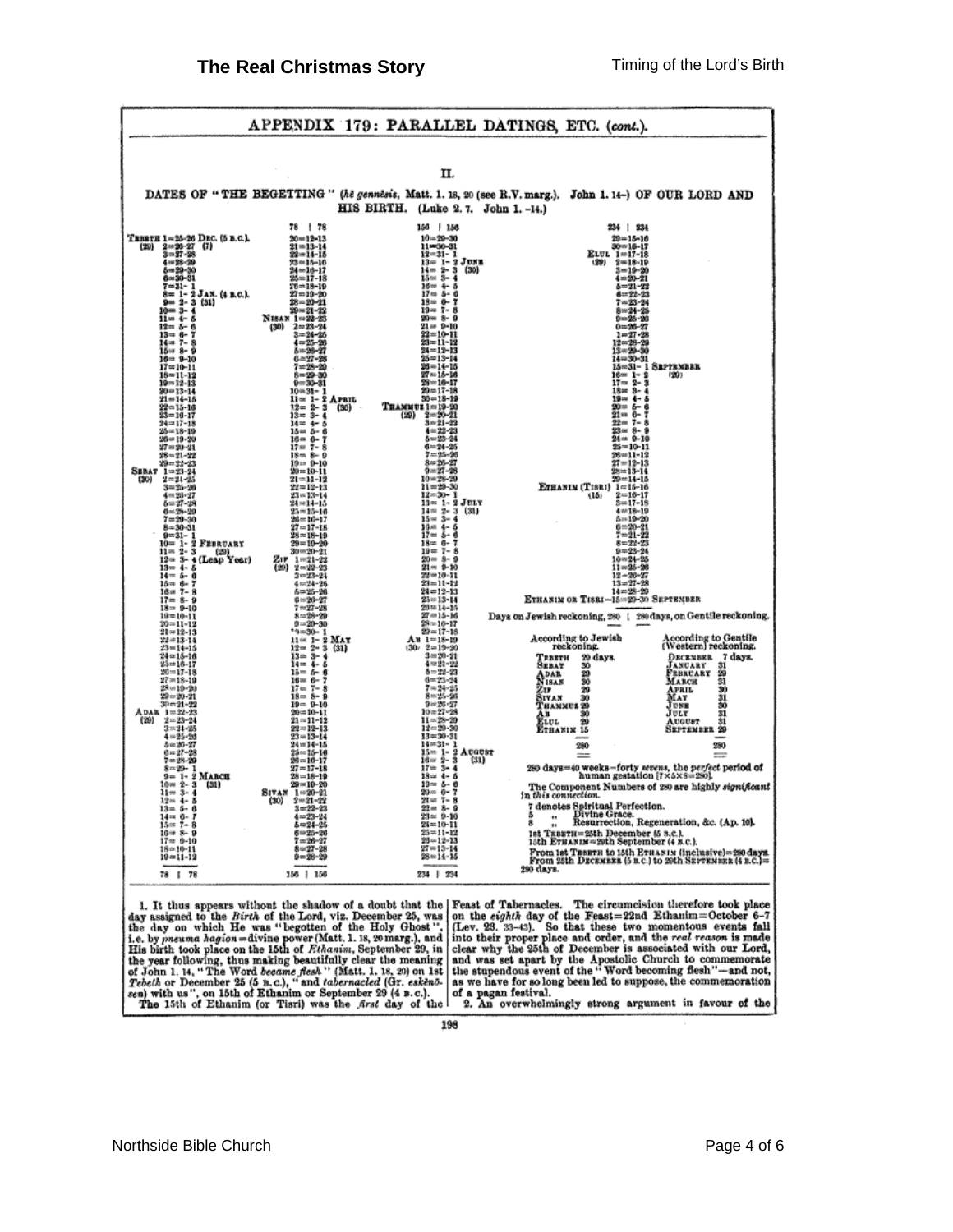# APPENDIX 179: PARALLEL DATINGS, ETC. (*cont.*).

## II.

### DATES OF "THE BEGETTING" (*hē gennēsis*, Matt. 1. 18, 20 (see R.V. marg.). John 1. 14–) OF OUR LORD AND HIS BIRTH. (Luke 2. 7. John 1. –14.)

| | 78 | 156 | 234 |
|---|---|---|---|
| TEBETH 1=25-26 DEC. (5 B.C.) | 20=12-13 | 10=29-30 | 29=15-16 |
| (29) 2=26-27 (7) | 21=13-14 | 11=30-31 | 30=16-17 |
| 3=27-28 | 22=14-15 | 12=31- 1 | ELUL 1=17-18 |
| 4=28-29 | 23=15-16 | 13= 1- 2 JUNE | (29) 2=18-19 |
| 5=29-30 | 24=16-17 | 14= 2- 3 (30) | 3=19-20 |
| 6=30-31 | 25=17-18 | 15= 3- 4 | 4=20-21 |
| 7=31- 1 | 26=18-19 | 16= 4- 5 | 5=21-22 |
| 8= 1- 2 JAN. (4 B.C.) | 27=19-20 | 17= 5- 6 | 6=22-23 |
| 9= 2- 3 (31) | 28=20-21 | 18= 6- 7 | 7=23-24 |
| 10= 3- 4 | 29=21-22 | 19= 7- 8 | 8=24-25 |
| 11= 4- 5 | NISAN 1=22-23 | 20= 8- 9 | 9=25-26 |
| 12= 5- 6 | (30) 2=23-24 | 21= 9-10 | 10=26-27 |
| 13= 6- 7 | 3=24-25 | 22=10-11 | 11=27-28 |
| 14= 7- 8 | 4=25-26 | 23=11-12 | 12=28-29 |
| 15= 8- 9 | 5=26-27 | 24=12-13 | 13=29-30 |
| 16= 9-10 | 6=27-28 | 25=13-14 | 14=30-31 |
| 17=10-11 | 7=28-29 | 26=14-15 | 15=31- 1 SEPTEMBER |
| 18=11-12 | 8=29-30 | 27=15-16 | (29) 16= 1- 2 |
| 19=12-13 | 9=30-31 | 28=16-17 | 17= 2- 3 |
| 20=13-14 | 10=31- 1 | 29=17-18 | 18= 3- 4 |
| 21=14-15 | 11= 1- 2 APRIL | 30=18-19 | 19= 4- 5 |
| 22=15-16 | 12= 2- 3 (30) | THAMMUZ 1=19-20 | 20= 5- 6 |
| 23=16-17 | 13= 3- 4 | (29) 2=20-21 | 21= 6- 7 |
| 24=17-18 | 14= 4- 5 | 3=21-22 | 22= 7- 8 |
| 25=18-19 | 15= 5- 6 | 4=22-23 | 23= 8- 9 |
| 26=19-20 | 16= 6- 7 | 5=23-24 | 24= 9-10 |
| 27=20-21 | 17= 7- 8 | 6=24-25 | 25=10-11 |
| 28=21-22 | 18= 8- 9 | 7=25-26 | 26=11-12 |
| 29=22-23 | 19= 9-10 | 8=26-27 | 27=12-13 |
| SEBAT 1=23-24 | 20=10-11 | 9=27-28 | 28=13-14 |
| (30) 2=24-25 | 21=11-12 | 10=28-29 | 29=14-15 |
| 3=25-26 | 22=12-13 | 11=29-30 | ETHANIM (TISRI) 1=15-16 |
| 4=26-27 | 23=13-14 | 12=30- 1 | (15) 2=16-17 |
| 5=27-28 | 24=14-15 | 13= 1- 2 JULY | 3=17-18 |
| 6=28-29 | 25=15-16 | 14= 2- 3 (31) | 4=18-19 |
| 7=29-30 | 26=16-17 | 15= 3- 4 | 5=19-20 |
| 8=30-31 | 27=17-18 | 16= 4- 5 | 6=20-21 |
| 9=31- 1 | 28=18-19 | 17= 5- 6 | 7=21-22 |
| 10= 1- 2 FEBRUARY | 29=19-20 | 18= 6- 7 | 8=22-23 |
| 11= 2- 3 (29) | 30=20-21 | 19= 7- 8 | 9=23-24 |
| 12= 3- 4 (Leap Year) | ZIF 1=21-22 | 20= 8- 9 | 10=24-25 |
| 13= 4- 5 | (29) 2=22-23 | 21= 9-10 | 11=25-26 |
| 14= 5- 6 | 3=23-24 | 22=10-11 | 12=26-27 |
| 15= 6- 7 | 4=24-25 | 23=11-12 | 13=27-28 |
| 16= 7- 8 | 5=25-26 | 24=12-13 | 14=28-29 |
| 17= 8- 9 | 6=26-27 | 25=13-14 | ETHANIM OR TISRI—15=29-30 SEPTEMBER |
| 18= 9-10 | 7=27-28 | 26=14-15 | |
| 19=10-11 | 8=28-29 | 27=15-16 | |
| 20=11-12 | 9=29-30 | 28=16-17 | |
| 21=12-13 | 10=30- 1 | 29=17-18 | |
| 22=13-14 | 11= 1- 2 MAY | AB 1=18-19 | |
| 23=14-15 | 12= 2- 3 (31) | (30) 2=19-20 | |
| 24=15-16 | 13= 3- 4 | 3=20-21 | |
| 25=16-17 | 14= 4- 5 | 4=21-22 | |
| 26=17-18 | 15= 5- 6 | 5=22-23 | |
| 27=18-19 | 16= 6- 7 | 6=23-24 | |
| 28=19-20 | 17= 7- 8 | 7=24-25 | |
| 29=20-21 | 18= 8- 9 | 8=25-26 | |
| 30=21-22 | 19= 9-10 | 9=26-27 | |
| ADAR 1=22-23 | 20=10-11 | 10=27-28 | |
| (29) 2=23-24 | 21=11-12 | 11=28-29 | |
| 3=24-25 | 22=12-13 | 12=29-30 | |
| 4=25-26 | 23=13-14 | 13=30-31 | |
| 5=26-27 | 24=14-15 | 14=31- 1 | |
| 6=27-28 | 25=15-16 | 15= 1- 2 AUGUST | |
| 7=28-29 | 26=16-17 | 16= 2- 3 (31) | |
| 8=29- 1 | 27=17-18 | 17= 3- 4 | |
| 9= 1- 2 MARCH | 28=18-19 | 18= 4- 5 | |
| 10= 2- 3 (31) | 29=19-20 | 19= 5- 6 | |
| 11= 3- 4 | SIVAN 1=20-21 | 20= 6- 7 | |
| 12= 4- 5 | (30) 2=21-22 | 21= 7- 8 | |
| 13= 5- 6 | 3=22-23 | 22= 8- 9 | |
| 14= 6- 7 | 4=23-24 | 23= 9-10 | |
| 15= 7- 8 | 5=24-25 | 24=10-11 | |
| 16= 8- 9 | 6=25-26 | 25=11-12 | |
| 17= 9-10 | 7=26-27 | 26=12-13 | |
| 18=10-11 | 8=27-28 | 27=13-14 | |
| 19=11-12 | 9=28-29 | 28=14-15 | |
| 78 | 156 | 234 | |

Days on Jewish reckoning, 280 | 280 days, on Gentile reckoning.

| According to Jewish reckoning. | | According to Gentile (Western) reckoning. | |
|---|---|---|---|
| TEBETH | 29 days. | DECEMBER | 7 days. |
| SEBAT | 30 | JANUARY | 31 |
| ADAR | 29 | FEBRUARY | 29 |
| NISAN | 30 | MARCH | 31 |
| ZIF | 29 | APRIL | 30 |
| SIVAN | 30 | MAY | 31 |
| THAMMUZ | 29 | JUNE | 30 |
| AB | 30 | JULY | 31 |
| ELUL | 29 | AUGUST | 31 |
| ETHANIM | 15 | SEPTEMBER | 29 |
| | 280 | | 280 |

280 days=40 weeks—forty *sevens*, the *perfect* period of human gestation [7×5×8=280].

The Component Numbers of 280 are highly *significant* in *this connection*.

7 denotes Spiritual Perfection.
5 " Divine Grace.
8 " Resurrection, Regeneration, &c. (Ap. 10).

1st TEBETH=25th December (5 B.C.).
15th ETHANIM=29th September (4 B.C.).

From 1st TEBETH to 15th ETHANIM (inclusive)=280 days.
From 25th DECEMBER (5 B.C.) to 29th SEPTEMBER (4 B.C.)=280 days.

1. It thus appears without the shadow of a doubt that the day assigned to the *Birth* of the Lord, viz. December 25, was the day on which He was "begotten of the Holy Ghost", i.e. by *pneuma hagion*=divine power (Matt. 1. 18, 20 marg.), and His birth took place on the 15th of *Ethanim*, September 29, in the year following, thus making beautifully clear the meaning of John 1. 14, "The Word *became flesh*" (Matt. 1. 18, 20) on 1st *Tebeth* or December 25 (5 B.C.), "and *tabernacled* (Gr. *eskēnōsen*) with us", on 15th of Ethanim or September 29 (4 B.C.).

The 15th of Ethanim (or Tisri) was the *first* day of the Feast of Tabernacles. The circumcision therefore took place on the *eighth* day of the Feast=22nd Ethanim=October 6-7 (Lev. 23. 33-43). So that these two momentous events fall into their proper place and order, and the *real reason* is made clear why the 25th of December is associated with our Lord, and was set apart by the Apostolic Church to commemorate the stupendous event of the "Word becoming flesh"—and not, as we have for so long been led to suppose, the commemoration of a pagan festival.

2. An overwhelmingly strong argument in favour of the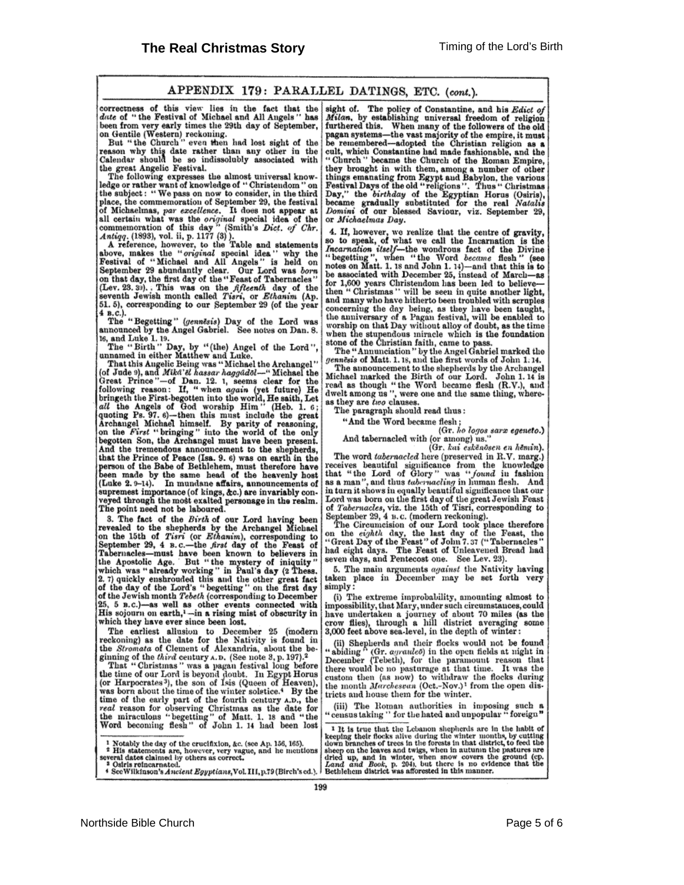## APPENDIX 179: PARALLEL DATINGS, ETC. (*cont.*).

correctness of this view lies in the fact that the *date* of "the Festival of Michael and All Angels" has been from very early times the 29th day of September, on Gentile (Western) reckoning.

But "the Church" even then had lost sight of the reason why this date rather than any other in the Calendar should be so indissolubly associated with the great Angelic Festival.

The following expresses the almost universal knowledge or rather want of knowledge of "Christendom" on the subject: "We pass on now to consider, in the third place, the commemoration of September 29, the festival of Michaelmas, *par excellence*. It does not appear at all certain what was the *original* special idea of the commemoration of this day" (Smith's *Dict. of Chr. Antiqq.* (1893), vol. ii, p. 1177 (3)).

A reference, however, to the Table and statements above, makes the "*original* special idea" why the Festival of "Michael and All Angels" is held on September 29 abundantly clear. Our Lord was *born* on that day, the first day of the "Feast of Tabernacles" (Lev. 23. 39). This was on the *fifteenth* day of the seventh Jewish month called *Tisri*, or *Ethanim* (Ap. 51. 5), corresponding to our September 29 (of the year 4 B.C.).

The "Begetting" (*gennēsis*) Day of the Lord was announced by the Angel Gabriel. See notes on Dan. 8. 16, and Luke 1. 19.

The "Birth" Day, by "(the) Angel of the Lord", unnamed in either Matthew and Luke.

That this Angelic Being was "Michael the Archangel" (of Jude 9), and *Mikā'ēl hassar haggādōl*—"Michael the Great Prince"—of Dan. 12. 1, seems clear for the following reason: If, "when *again* (yet future) He bringeth the First-begotten into the world, He saith, Let *all* the Angels of God worship Him" (Heb. 1. 6; quoting Ps. 97. 6)—then this must include the great Archangel Michael himself. By parity of reasoning, on the *First* "bringing" into the world of the only begotten Son, the Archangel must have been present. And the tremendous announcement to the shepherds, that the Prince of Peace (Isa. 9. 6) was on earth in the person of the Babe of Bethlehem, must therefore have been made by the same head of the heavenly host (Luke 2. 9–14). In mundane affairs, announcements of supremest importance (of kings, &c.) are invariably conveyed through the most exalted personage in the realm. The point need not be laboured.

3. The fact of the *Birth* of our Lord having been revealed to the shepherds by the Archangel Michael on the 15th of *Tisri* (or *Ethanim*), corresponding to September 29, 4 B.C.—the *first* day of the Feast of Tabernacles—must have been known to believers in the Apostolic Age. But "the mystery of iniquity" which was "already working" in Paul's day (2 Thess. 2. 7) quickly enshrouded this and the other great fact of the day of the Lord's "begetting" on the first day of the Jewish month *Tebeth* (corresponding to December 25, 5 B.C.)—as well as other events connected with His sojourn on earth,[1]—in a rising mist of obscurity in which they have ever since been lost.

The earliest allusion to December 25 (modern reckoning) as the date for the Nativity is found in the *Stromata* of Clement of Alexandria, about the beginning of the *third* century A.D. (See note 3, p. 197).[2]

That "Christmas" was a pagan festival long before the time of our Lord is beyond doubt. In Egypt Horus (or Harpocrates[3]), the son of Isis (Queen of Heaven), was born about the time of the winter solstice.[4] By the time of the early part of the fourth century A.D., the *real* reason for observing Christmas as the date for the miraculous "begetting" of Matt. 1. 18 and "the Word becoming flesh" of John 1. 14 had been lost sight of. The policy of Constantine, and his *Edict of Milan*, by establishing universal freedom of religion furthered this. When many of the followers of the old pagan systems—the vast majority of the empire, it must be remembered—adopted the Christian religion as a cult, which Constantine had made fashionable, and the "Church" became the Church of the Roman Empire, they brought in with them, among a number of other things emanating from Egypt and Babylon, the various Festival Days of the old "religions". Thus "Christmas Day," the *birthday* of the Egyptian Horus (Osiris), became gradually substituted for the real *Natalis Domini* of our blessed Saviour, viz. September 29, or *Michaelmas Day*.

4. If, however, we realize that the centre of gravity, so to speak, of what we call the Incarnation is the *Incarnation itself*—the wondrous fact of the Divine "begetting", when "the Word *became* flesh" (see notes on Matt. 1. 18 and John 1. 14)—and that this is to be associated with December 25, instead of March—as for 1,600 years Christendom has been led to believe—then "Christmas" will be seen in quite another light, and many who have hitherto been troubled with scruples concerning the day being, as they have been taught, the anniversary of a Pagan festival, will be enabled to worship on that Day without alloy of doubt, as the time when the stupendous miracle which is the foundation stone of the Christian faith, came to pass.

The "Annunciation" by the Angel Gabriel marked the *gennēsis* of Matt. 1. 18, and the first words of John 1. 14.

The announcement to the shepherds by the Archangel Michael marked the Birth of our Lord. John 1. 14 is read as though "the Word became flesh (R.V.), and dwelt among us", were one and the same thing, whereas they are *two* clauses.

The paragraph should read thus:

"And the Word became flesh;
(Gr. *ho logos sarx egeneto*.)
And tabernacled with (or among) us."
(Gr. *kai eskēnōsen en hēmin*).

The word *tabernacled* here (preserved in R.V. marg.) receives beautiful significance from the knowledge that "the Lord of Glory" was "*found* in fashion as a man", and thus *tabernacling* in human flesh. And in turn it shows in equally beautiful significance that our Lord was born on the first day of the great Jewish Feast of *Tabernacles*, viz. the 15th of Tisri, corresponding to September 29, 4 B.C. (modern reckoning).

The Circumcision of our Lord took place therefore on the *eighth* day, the last day of the Feast, the "Great Day of the Feast" of John 7. 37 ("Tabernacles" had eight days. The Feast of Unleavened Bread had seven days, and Pentecost one. See Lev. 23).

5. The main arguments *against* the Nativity having taken place in December may be set forth very simply:

(i) The extreme improbability, amounting almost to impossibility, that Mary, under such circumstances, could have undertaken a journey of about 70 miles (as the crow flies), through a hill district averaging some 3,000 feet above sea-level, in the depth of winter:

(ii) Shepherds and their flocks would not be found "abiding" (Gr. *agrauleō*) in the open fields at night in December (Tebeth), for the paramount reason that there would be no pasturage at that time. It was the custom then (as now) to withdraw the flocks during the month *Marchesvan* (Oct.–Nov.)[1] from the open districts and house them for the winter.

(iii) The Roman authorities in imposing such a "census taking" for the hated and unpopular "foreign"

---

[1] Notably the day of the crucifixion, &c. (see Ap. 156, 165).

[2] His statements are, however, very vague, and he mentions several dates claimed by others as correct.

[3] Osiris reincarnated.

[4] See Wilkinson's *Ancient Egyptians*, Vol. III, p. 79 (Birch's ed.).

[1] It is true that the Lebanon shepherds are in the habit of keeping their flocks alive during the winter months, by cutting down branches of trees in the forests in that district, to feed the sheep on the leaves and twigs, when in autumn the pastures are dried up, and in winter, when snow covers the ground (cp. *Land and Book*, p. 204), but there is no evidence that the Bethlehem district was afforested in this manner.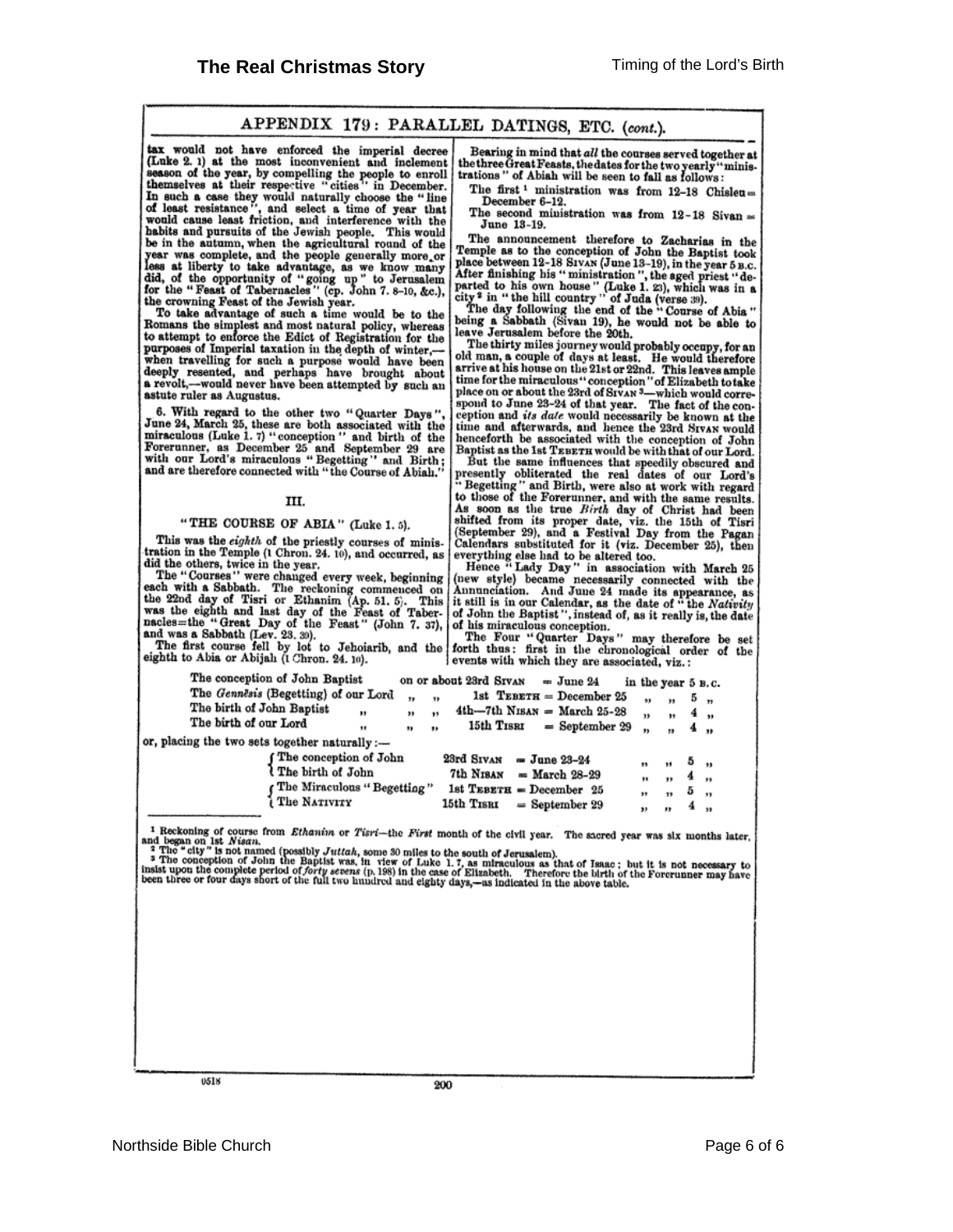## APPENDIX 179: PARALLEL DATINGS, ETC. (*cont.*).

tax would not have enforced the imperial decree (Luke 2. 1) at the most inconvenient and inclement season of the year, by compelling the people to enroll themselves at their respective "cities" in December. In such a case they would naturally choose the "line of least resistance", and select a time of year that would cause least friction, and interference with the habits and pursuits of the Jewish people. This would be in the autumn, when the agricultural round of the year was complete, and the people generally more or less at liberty to take advantage, as we know many did, of the opportunity of "going up" to Jerusalem for the "Feast of Tabernacles" (cp. John 7. 8-10, &c.), the crowning Feast of the Jewish year.

To take advantage of such a time would be to the Romans the simplest and most natural policy, whereas to attempt to enforce the Edict of Registration for the purposes of Imperial taxation in the depth of winter,—when travelling for such a purpose would have been deeply resented, and perhaps have brought about a revolt,—would never have been attempted by such an astute ruler as Augustus.

6. With regard to the other two "Quarter Days", June 24, March 25, these are both associated with the miraculous (Luke 1. 7) "conception" and birth of the Forerunner, as December 25 and September 29 are with our Lord's miraculous "Begetting" and Birth; and are therefore connected with "the Course of Abiah."

### III.

### "THE COURSE OF ABIA" (Luke 1. 5).

This was the *eighth* of the priestly courses of ministration in the Temple (1 Chron. 24. 10), and occurred, as did the others, twice in the year.

The "Courses" were changed every week, beginning each with a Sabbath. The reckoning commenced on the 22nd day of Tisri or Ethanim (Ap. 51. 5). This was the eighth and last day of the Feast of Tabernacles = the "Great Day of the Feast" (John 7. 37), and was a Sabbath (Lev. 23. 39).

The first course fell by lot to Jehoiarib, and the eighth to Abia or Abijah (1 Chron. 24. 10).

Bearing in mind that *all* the courses served together at the three Great Feasts, the dates for the two yearly "ministrations" of Abiah will be seen to fall as follows:

The first [1] ministration was from 12-18 Chisleu = December 6-12.

The second ministration was from 12-18 Sivan = June 13-19.

The announcement therefore to Zacharias in the Temple as to the conception of John the Baptist took place between 12-18 SIVAN (June 13-19), in the year 5 B.C. After finishing his "ministration", the aged priest "departed to his own house" (Luke 1. 23), which was in a city [2] in "the hill country" of Juda (verse 39).

The day following the end of the "Course of Abia" being a Sabbath (Sivan 19), he would not be able to leave Jerusalem before the 20th.

The thirty miles journey would probably occupy, for an old man, a couple of days at least. He would therefore arrive at his house on the 21st or 22nd. This leaves ample time for the miraculous "conception" of Elizabeth to take place on or about the 23rd of SIVAN [3]—which would correspond to June 23-24 of that year. The fact of the conception and *its date* would necessarily be known at the time and afterwards, and hence the 23rd SIVAN would henceforth be associated with the conception of John Baptist as the 1st TEBETH would be with that of our Lord.

But the same influences that speedily obscured and presently obliterated the real dates of our Lord's "Begetting" and Birth, were also at work with regard to those of the Forerunner, and with the same results. As soon as the true *Birth* day of Christ had been shifted from its proper date, viz. the 15th of Tisri (September 29), and a Festival Day from the Pagan Calendars substituted for it (viz. December 25), then everything else had to be altered too.

Hence "Lady Day" in association with March 25 (new style) became necessarily connected with the Annunciation. And June 24 made its appearance, as it still is in our Calendar, as the date of "the *Nativity* of John the Baptist", instead of, as it really is, the date of his miraculous conception.

The Four "Quarter Days" may therefore be set forth thus: first in the chronological order of the events with which they are associated, viz.:

| | | | |
|---|---|---|---|
| The conception of John Baptist | on or about 23rd SIVAN = June 24 | in the year | 5 B.C. |
| The *Gennēsis* (Begetting) of our Lord | ,, ,, 1st TEBETH = December 25 | ,, ,, | 5 ,, |
| The birth of John Baptist | ,, ,, 4th—7th NISAN = March 25-28 | ,, ,, | 4 ,, |
| The birth of our Lord | ,, ,, 15th TISRI = September 29 | ,, ,, | 4 ,, |

or, placing the two sets together naturally:—

| | | | |
|---|---|---|---|
| The conception of John | 23rd SIVAN = June 23-24 | ,, ,, | 5 ,, |
| The birth of John | 7th NISAN = March 28-29 | ,, ,, | 4 ,, |
| The Miraculous "Begetting" | 1st TEBETH = December 25 | ,, ,, | 5 ,, |
| The NATIVITY | 15th TISRI = September 29 | ,, ,, | 4 ,, |

[1] Reckoning of course from *Ethanim* or *Tisri*—the *First* month of the civil year. The sacred year was six months later, and began on 1st *Nisan*.

[2] The "city" is not named (possibly *Juttah*, some 30 miles to the south of Jerusalem).

[3] The conception of John the Baptist was, in view of Luke 1. 7, as miraculous as that of Isaac; but it is not necessary to insist upon the complete period of *forty sevens* (p. 198) in the case of Elizabeth. Therefore the birth of the Forerunner may have been three or four days short of the full two hundred and eighty days,—as indicated in the above table.